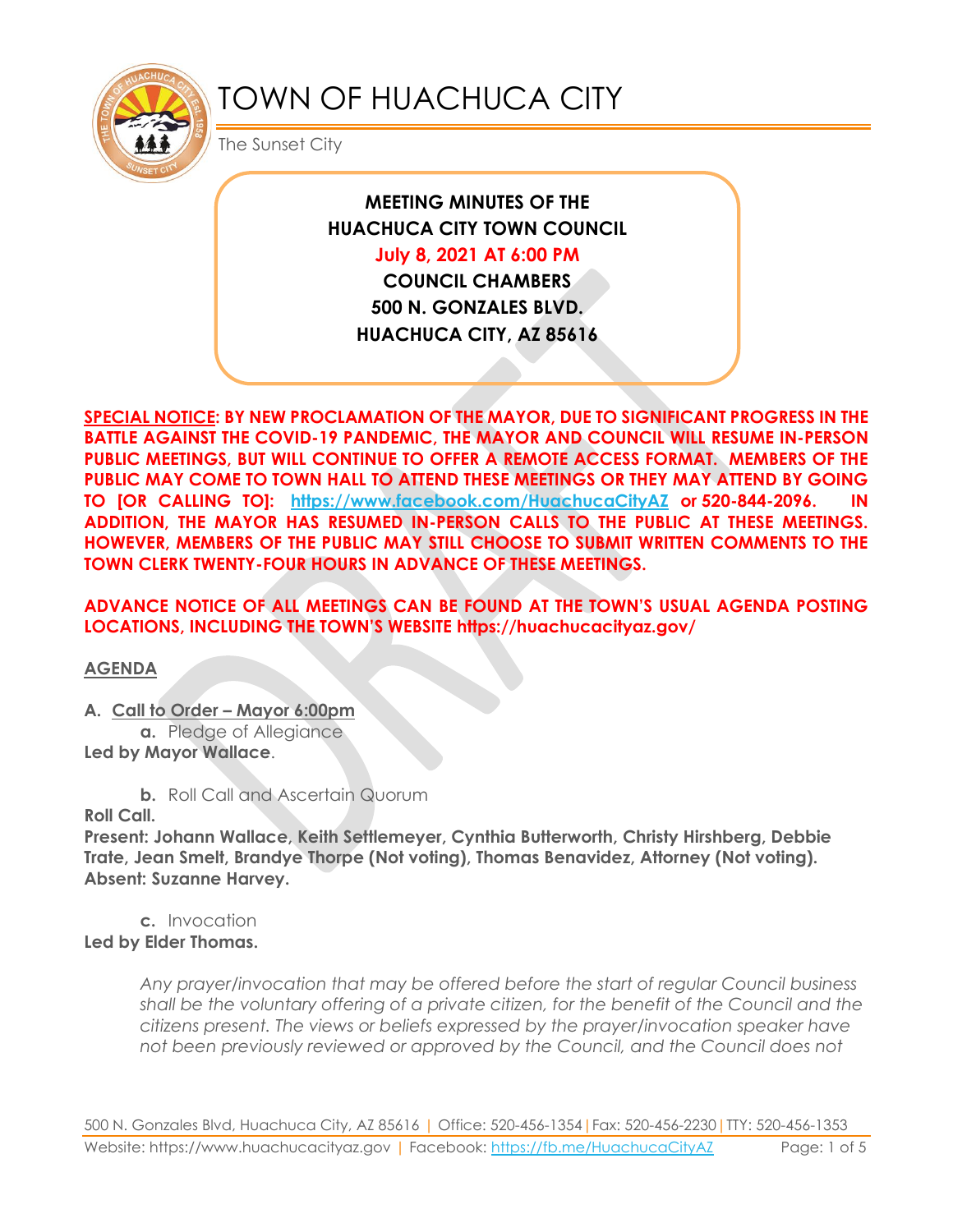# TOWN OF HUACHUCA CITY

The Sunset City

**MEETING MINUTES OF THE**
**HUACHUCA CITY TOWN COUNCIL**
**July 8, 2021 AT 6:00 PM**
**COUNCIL CHAMBERS**
**500 N. GONZALES BLVD.**
**HUACHUCA CITY, AZ 85616**

**SPECIAL NOTICE: BY NEW PROCLAMATION OF THE MAYOR, DUE TO SIGNIFICANT PROGRESS IN THE BATTLE AGAINST THE COVID-19 PANDEMIC, THE MAYOR AND COUNCIL WILL RESUME IN-PERSON PUBLIC MEETINGS, BUT WILL CONTINUE TO OFFER A REMOTE ACCESS FORMAT. MEMBERS OF THE PUBLIC MAY COME TO TOWN HALL TO ATTEND THESE MEETINGS OR THEY MAY ATTEND BY GOING TO [OR CALLING TO]: https://www.facebook.com/HuachucaCityAZ or 520-844-2096. IN ADDITION, THE MAYOR HAS RESUMED IN-PERSON CALLS TO THE PUBLIC AT THESE MEETINGS. HOWEVER, MEMBERS OF THE PUBLIC MAY STILL CHOOSE TO SUBMIT WRITTEN COMMENTS TO THE TOWN CLERK TWENTY-FOUR HOURS IN ADVANCE OF THESE MEETINGS.**

**ADVANCE NOTICE OF ALL MEETINGS CAN BE FOUND AT THE TOWN'S USUAL AGENDA POSTING LOCATIONS, INCLUDING THE TOWN'S WEBSITE https://huachucacityaz.gov/**

## AGENDA

**A. Call to Order – Mayor 6:00pm**

**a.** Pledge of Allegiance

**Led by Mayor Wallace.**

**b.** Roll Call and Ascertain Quorum

**Roll Call.**
**Present: Johann Wallace, Keith Settlemeyer, Cynthia Butterworth, Christy Hirshberg, Debbie Trate, Jean Smelt, Brandye Thorpe (Not voting), Thomas Benavidez, Attorney (Not voting).**
**Absent: Suzanne Harvey.**

**c.** Invocation

**Led by Elder Thomas.**

*Any prayer/invocation that may be offered before the start of regular Council business shall be the voluntary offering of a private citizen, for the benefit of the Council and the citizens present. The views or beliefs expressed by the prayer/invocation speaker have not been previously reviewed or approved by the Council, and the Council does not*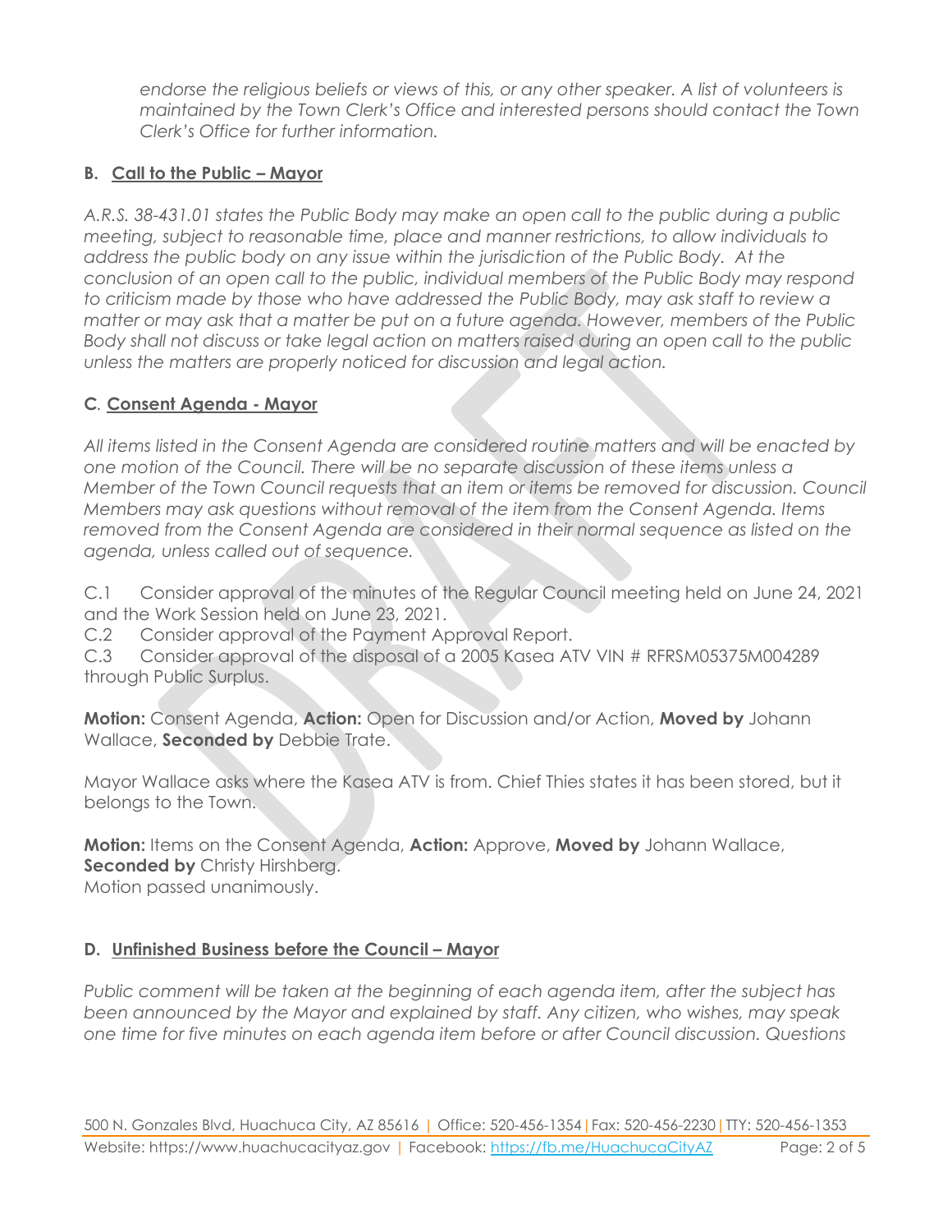*endorse the religious beliefs or views of this, or any other speaker. A list of volunteers is maintained by the Town Clerk's Office and interested persons should contact the Town Clerk's Office for further information.*

### B. Call to the Public – Mayor

*A.R.S. 38-431.01 states the Public Body may make an open call to the public during a public meeting, subject to reasonable time, place and manner restrictions, to allow individuals to address the public body on any issue within the jurisdiction of the Public Body. At the conclusion of an open call to the public, individual members of the Public Body may respond to criticism made by those who have addressed the Public Body, may ask staff to review a matter or may ask that a matter be put on a future agenda. However, members of the Public Body shall not discuss or take legal action on matters raised during an open call to the public unless the matters are properly noticed for discussion and legal action.*

### C. Consent Agenda - Mayor

*All items listed in the Consent Agenda are considered routine matters and will be enacted by one motion of the Council. There will be no separate discussion of these items unless a Member of the Town Council requests that an item or items be removed for discussion. Council Members may ask questions without removal of the item from the Consent Agenda. Items removed from the Consent Agenda are considered in their normal sequence as listed on the agenda, unless called out of sequence.*

C.1 Consider approval of the minutes of the Regular Council meeting held on June 24, 2021 and the Work Session held on June 23, 2021.
C.2 Consider approval of the Payment Approval Report.
C.3 Consider approval of the disposal of a 2005 Kasea ATV VIN # RFRSM05375M004289 through Public Surplus.

**Motion:** Consent Agenda, **Action:** Open for Discussion and/or Action, **Moved by** Johann Wallace, **Seconded by** Debbie Trate.

Mayor Wallace asks where the Kasea ATV is from. Chief Thies states it has been stored, but it belongs to the Town.

**Motion:** Items on the Consent Agenda, **Action:** Approve, **Moved by** Johann Wallace, **Seconded by** Christy Hirshberg.
Motion passed unanimously.

### D. Unfinished Business before the Council – Mayor

*Public comment will be taken at the beginning of each agenda item, after the subject has been announced by the Mayor and explained by staff. Any citizen, who wishes, may speak one time for five minutes on each agenda item before or after Council discussion. Questions*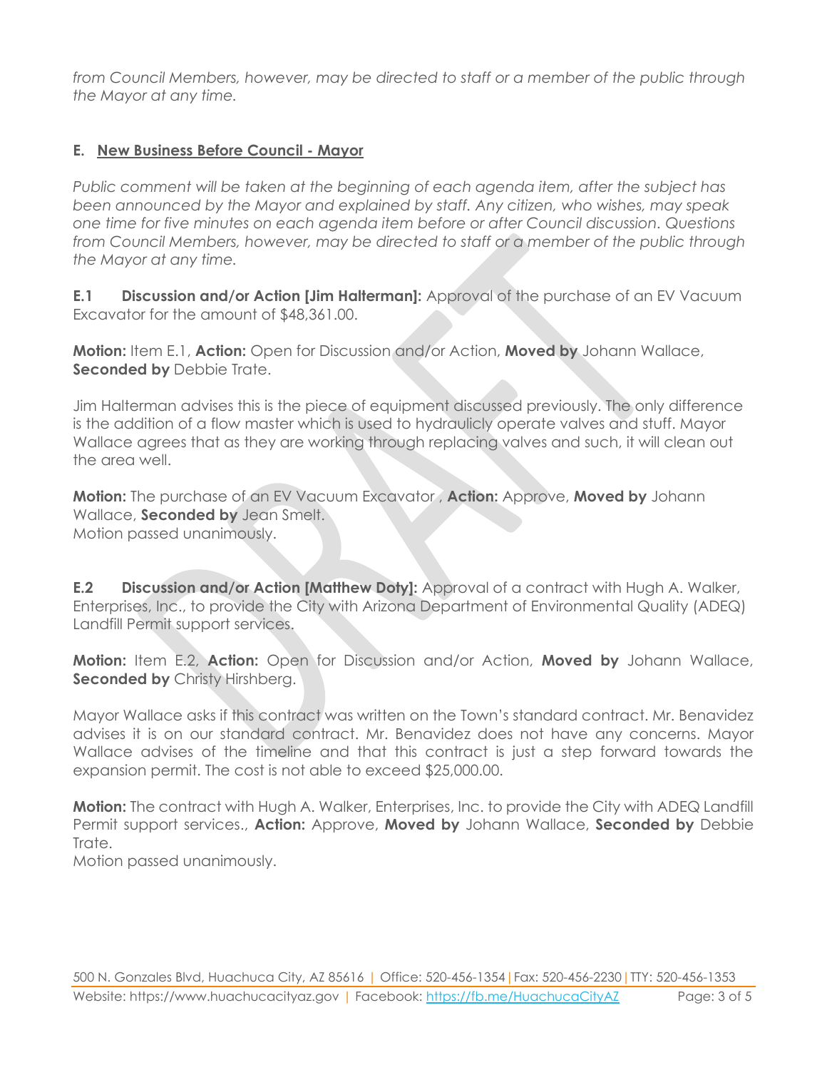*from Council Members, however, may be directed to staff or a member of the public through the Mayor at any time.*

## E. New Business Before Council - Mayor

*Public comment will be taken at the beginning of each agenda item, after the subject has been announced by the Mayor and explained by staff. Any citizen, who wishes, may speak one time for five minutes on each agenda item before or after Council discussion. Questions from Council Members, however, may be directed to staff or a member of the public through the Mayor at any time.*

**E.1 Discussion and/or Action [Jim Halterman]:** Approval of the purchase of an EV Vacuum Excavator for the amount of $48,361.00.

**Motion:** Item E.1, **Action:** Open for Discussion and/or Action, **Moved by** Johann Wallace, **Seconded by** Debbie Trate.

Jim Halterman advises this is the piece of equipment discussed previously. The only difference is the addition of a flow master which is used to hydraulicly operate valves and stuff. Mayor Wallace agrees that as they are working through replacing valves and such, it will clean out the area well.

**Motion:** The purchase of an EV Vacuum Excavator , **Action:** Approve, **Moved by** Johann Wallace, **Seconded by** Jean Smelt.
Motion passed unanimously.

**E.2 Discussion and/or Action [Matthew Doty]:** Approval of a contract with Hugh A. Walker, Enterprises, Inc., to provide the City with Arizona Department of Environmental Quality (ADEQ) Landfill Permit support services.

**Motion:** Item E.2, **Action:** Open for Discussion and/or Action, **Moved by** Johann Wallace, **Seconded by** Christy Hirshberg.

Mayor Wallace asks if this contract was written on the Town's standard contract. Mr. Benavidez advises it is on our standard contract. Mr. Benavidez does not have any concerns. Mayor Wallace advises of the timeline and that this contract is just a step forward towards the expansion permit. The cost is not able to exceed $25,000.00.

**Motion:** The contract with Hugh A. Walker, Enterprises, Inc. to provide the City with ADEQ Landfill Permit support services., **Action:** Approve, **Moved by** Johann Wallace, **Seconded by** Debbie Trate.
Motion passed unanimously.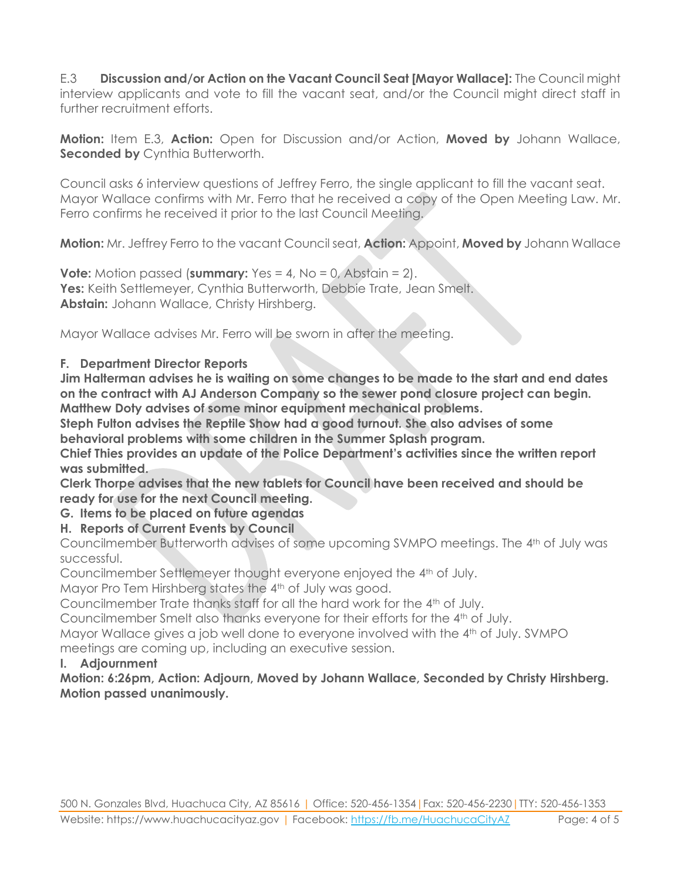E.3 **Discussion and/or Action on the Vacant Council Seat [Mayor Wallace]:** The Council might interview applicants and vote to fill the vacant seat, and/or the Council might direct staff in further recruitment efforts.

**Motion:** Item E.3, **Action:** Open for Discussion and/or Action, **Moved by** Johann Wallace, **Seconded by** Cynthia Butterworth.

Council asks 6 interview questions of Jeffrey Ferro, the single applicant to fill the vacant seat. Mayor Wallace confirms with Mr. Ferro that he received a copy of the Open Meeting Law. Mr. Ferro confirms he received it prior to the last Council Meeting.

**Motion:** Mr. Jeffrey Ferro to the vacant Council seat, **Action:** Appoint, **Moved by** Johann Wallace

**Vote:** Motion passed (**summary:** Yes = 4, No = 0, Abstain = 2).
**Yes:** Keith Settlemeyer, Cynthia Butterworth, Debbie Trate, Jean Smelt.
**Abstain:** Johann Wallace, Christy Hirshberg.

Mayor Wallace advises Mr. Ferro will be sworn in after the meeting.

**F. Department Director Reports**

**Jim Halterman advises he is waiting on some changes to be made to the start and end dates on the contract with AJ Anderson Company so the sewer pond closure project can begin.**
**Matthew Doty advises of some minor equipment mechanical problems.**
**Steph Fulton advises the Reptile Show had a good turnout. She also advises of some behavioral problems with some children in the Summer Splash program.**
**Chief Thies provides an update of the Police Department's activities since the written report was submitted.**
**Clerk Thorpe advises that the new tablets for Council have been received and should be ready for use for the next Council meeting.**

**G. Items to be placed on future agendas**

**H. Reports of Current Events by Council**

Councilmember Butterworth advises of some upcoming SVMPO meetings. The 4th of July was successful.
Councilmember Settlemeyer thought everyone enjoyed the 4th of July.
Mayor Pro Tem Hirshberg states the 4th of July was good.
Councilmember Trate thanks staff for all the hard work for the 4th of July.
Councilmember Smelt also thanks everyone for their efforts for the 4th of July.
Mayor Wallace gives a job well done to everyone involved with the 4th of July. SVMPO meetings are coming up, including an executive session.

**I. Adjournment**

**Motion: 6:26pm, Action: Adjourn, Moved by Johann Wallace, Seconded by Christy Hirshberg. Motion passed unanimously.**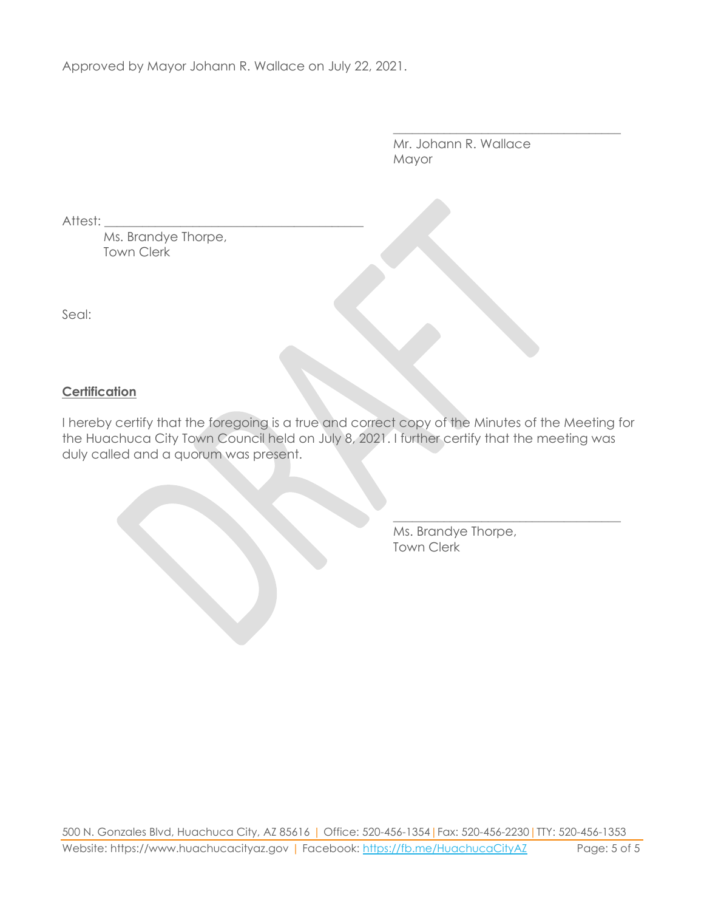Approved by Mayor Johann R. Wallace on July 22, 2021.

\_\_\_\_\_\_\_\_\_\_\_\_\_\_\_\_\_\_\_\_\_\_\_\_\_\_\_\_\_\_\_\_\_\_\_\_
Mr. Johann R. Wallace
Mayor

Attest: \_\_\_\_\_\_\_\_\_\_\_\_\_\_\_\_\_\_\_\_\_\_\_\_\_\_\_\_\_\_\_\_\_\_\_\_\_\_\_\_
Ms. Brandye Thorpe,
Town Clerk

Seal:

**Certification**

I hereby certify that the foregoing is a true and correct copy of the Minutes of the Meeting for the Huachuca City Town Council held on July 8, 2021. I further certify that the meeting was duly called and a quorum was present.

\_\_\_\_\_\_\_\_\_\_\_\_\_\_\_\_\_\_\_\_\_\_\_\_\_\_\_\_\_\_\_\_\_\_\_\_
Ms. Brandye Thorpe,
Town Clerk

DRAFT